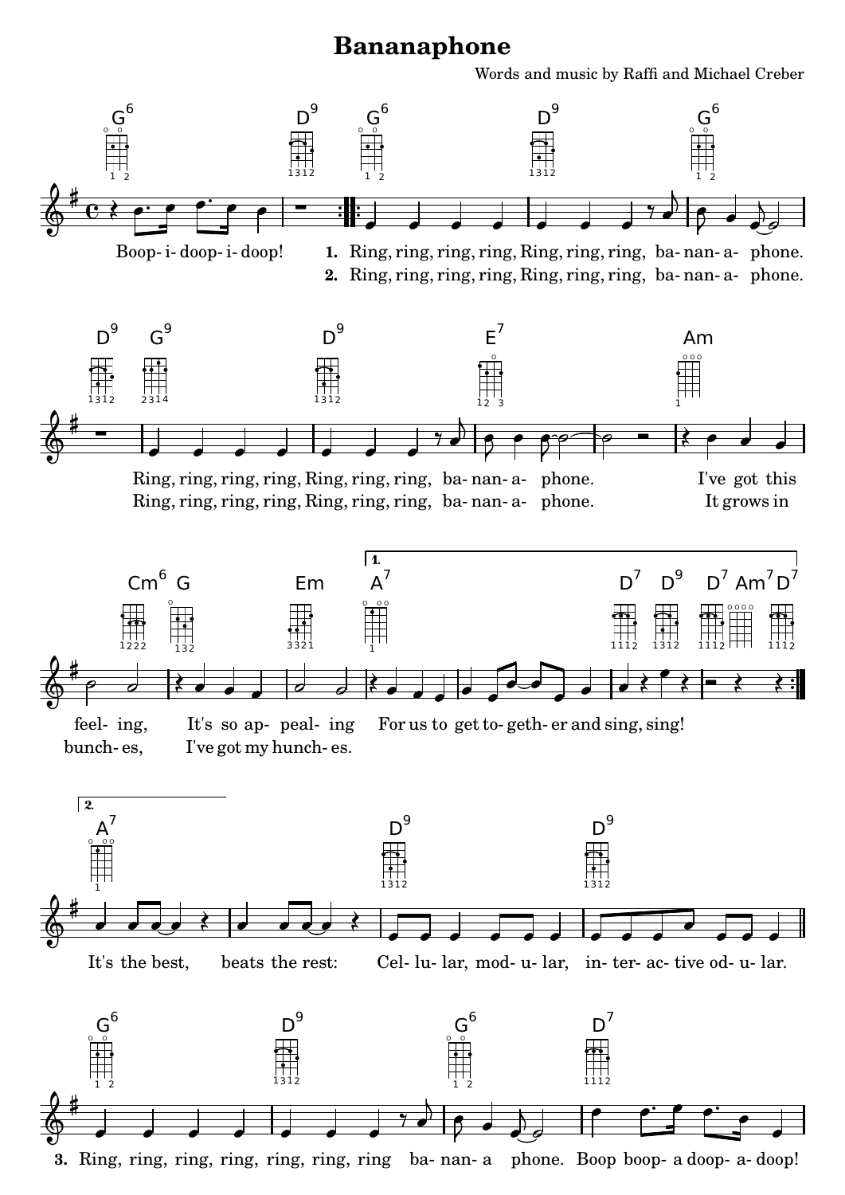# Bananaphone

Words and music by Raffi and Michael Creber

Boop-i-doop-i-doop!

1. Ring, ring, ring, ring, Ring, ring, ring, ba-nan-a-phone. Ring, ring, ring, ring, Ring, ring, ring, ba-nan-a-phone. I've got this feel-ing, It's so ap-peal-ing For us to get to-geth-er and sing, sing!

2. Ring, ring, ring, ring, Ring, ring, ring, ba-nan-a-phone. Ring, ring, ring, ring, Ring, ring, ring, ba-nan-a-phone. It grows in bunch-es, I've got my hunch-es. It's the best, beats the rest: Cel-lu-lar, mod-u-lar, in-ter-ac-tive od-u-lar.

3. Ring, ring, ring, ring, ring, ring, ring ba-nan-a phone. Boop boop-a doop-a-doop!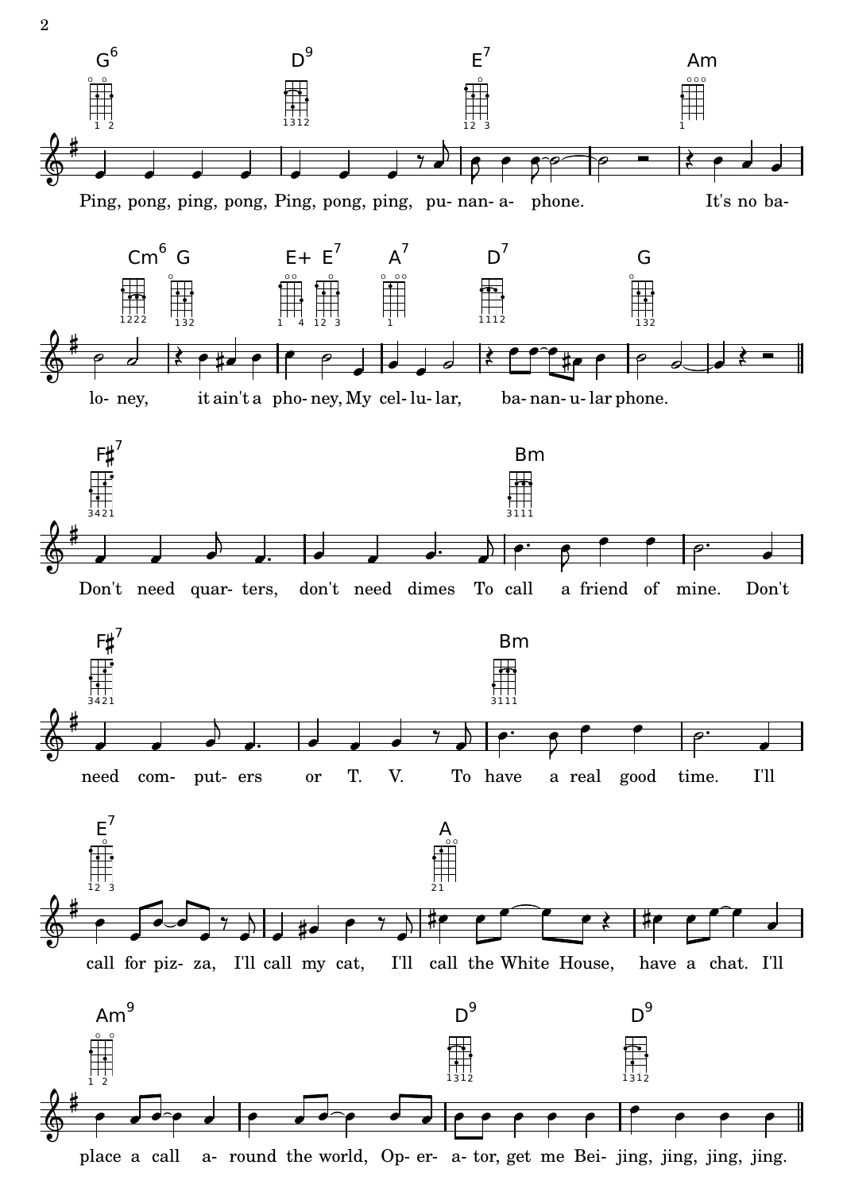G6 D9 E7 Am

Ping, pong, ping, pong, Ping, pong, ping, pu- nan- a- phone. It's no ba-

Cm6 G E+ E7 A7 D7 G

lo- ney, it ain't a pho- ney, My cel- lu- lar, ba- nan- u- lar phone.

F♯7 Bm

Don't need quar- ters, don't need dimes To call a friend of mine. Don't

F♯7 Bm

need com- put- ers or T. V. To have a real good time. I'll

E7 A

call for piz- za, I'll call my cat, I'll call the White House, have a chat. I'll

Am9 D9 D9

place a call a- round the world, Op- er- a- tor, get me Bei- jing, jing, jing, jing.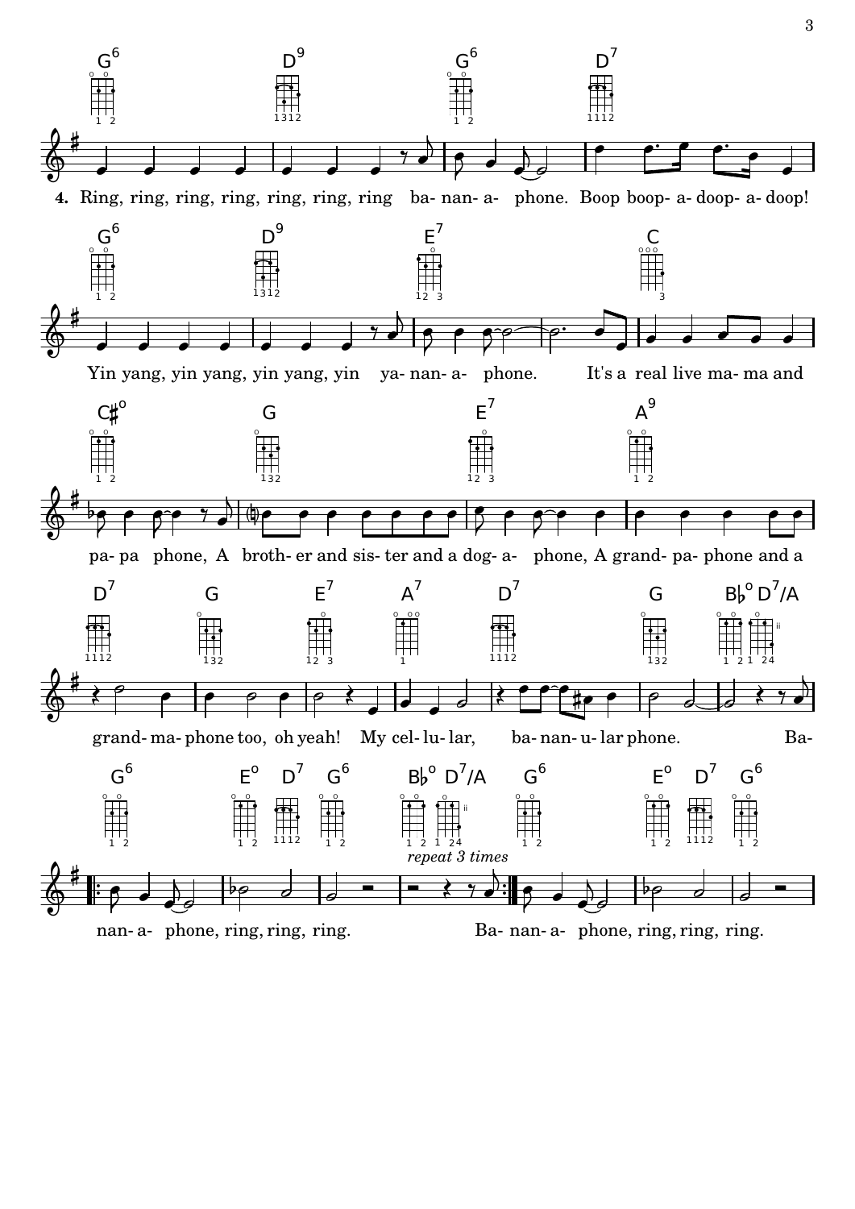G6 D9 G6 D7

**4.** Ring, ring, ring, ring, ring, ring, ring ba- nan- a- phone. Boop boop- a- doop- a- doop!

G6 D9 E7 C

Yin yang, yin yang, yin yang, yin ya- nan- a- phone. It's a real live ma- ma and

C♯o G E7 A9

pa- pa phone, A broth- er and sis- ter and a dog- a- phone, A grand- pa- phone and a

D7 G E7 A7 D7 G B♭o D7/A

grand- ma- phone too, oh yeah! My cel- lu- lar, ba- nan- u- lar phone. Ba-

G6 Eo D7 G6 B♭o D7/A G6 Eo D7 G6

*repeat 3 times*

nan- a- phone, ring, ring, ring. Ba- nan- a- phone, ring, ring, ring.